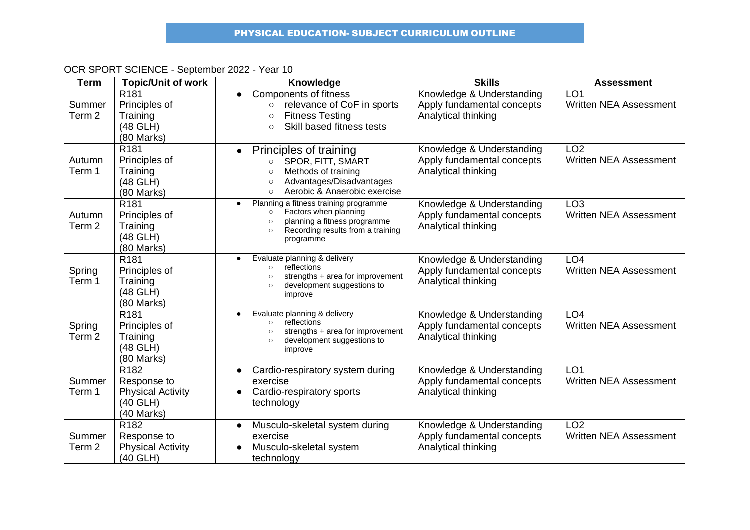# PHYSICAL EDUCATION- SUBJECT CURRICULUM OUTLINE

OCR SPORT SCIENCE - September 2022 - Year 10

| Term | Topic/Unit of work | Knowledge | Skills | Assessment |
|---|---|---|---|---|
| Summer Term 2 | R181 Principles of Training (48 GLH) (80 Marks) | • Components of fitness<br>○ relevance of CoF in sports<br>○ Fitness Testing<br>○ Skill based fitness tests | Knowledge & Understanding<br>Apply fundamental concepts<br>Analytical thinking | LO1<br>Written NEA Assessment |
| Autumn Term 1 | R181 Principles of Training (48 GLH) (80 Marks) | • Principles of training<br>○ SPOR, FITT, SMART<br>○ Methods of training<br>○ Advantages/Disadvantages<br>○ Aerobic & Anaerobic exercise | Knowledge & Understanding<br>Apply fundamental concepts<br>Analytical thinking | LO2<br>Written NEA Assessment |
| Autumn Term 2 | R181 Principles of Training (48 GLH) (80 Marks) | • Planning a fitness training programme<br>○ Factors when planning<br>○ planning a fitness programme<br>○ Recording results from a training programme | Knowledge & Understanding<br>Apply fundamental concepts<br>Analytical thinking | LO3<br>Written NEA Assessment |
| Spring Term 1 | R181 Principles of Training (48 GLH) (80 Marks) | • Evaluate planning & delivery<br>○ reflections<br>○ strengths + area for improvement<br>○ development suggestions to improve | Knowledge & Understanding<br>Apply fundamental concepts<br>Analytical thinking | LO4<br>Written NEA Assessment |
| Spring Term 2 | R181 Principles of Training (48 GLH) (80 Marks) | • Evaluate planning & delivery<br>○ reflections<br>○ strengths + area for improvement<br>○ development suggestions to improve | Knowledge & Understanding<br>Apply fundamental concepts<br>Analytical thinking | LO4<br>Written NEA Assessment |
| Summer Term 1 | R182 Response to Physical Activity (40 GLH) (40 Marks) | • Cardio-respiratory system during exercise<br>• Cardio-respiratory sports technology | Knowledge & Understanding<br>Apply fundamental concepts<br>Analytical thinking | LO1<br>Written NEA Assessment |
| Summer Term 2 | R182 Response to Physical Activity (40 GLH) | • Musculo-skeletal system during exercise<br>• Musculo-skeletal system technology | Knowledge & Understanding<br>Apply fundamental concepts<br>Analytical thinking | LO2<br>Written NEA Assessment |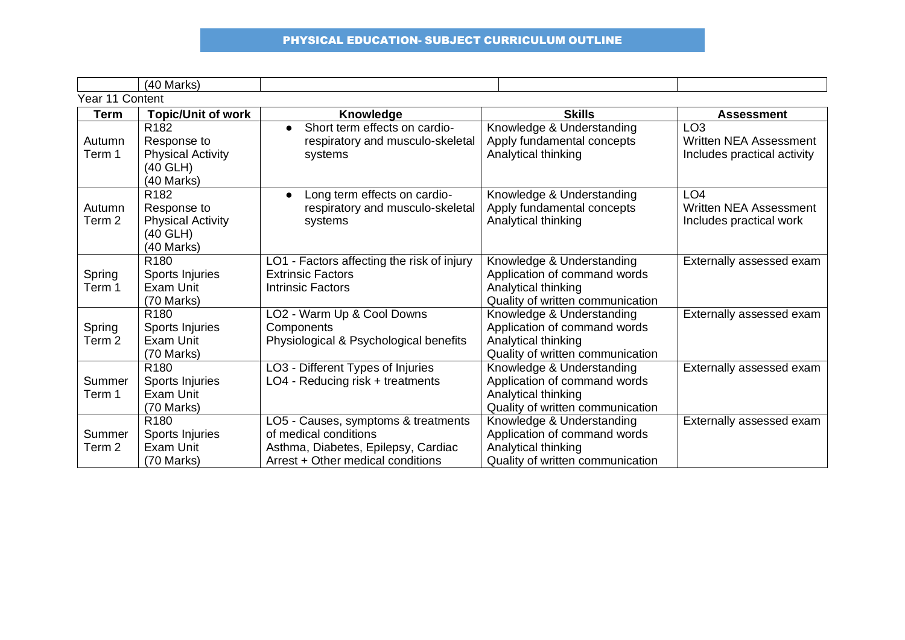# PHYSICAL EDUCATION- SUBJECT CURRICULUM OUTLINE

| | | | | |
|---|---|---|---|---|
| | (40 Marks) | | | |

Year 11 Content

| Term | Topic/Unit of work | Knowledge | Skills | Assessment |
|---|---|---|---|---|
| Autumn Term 1 | R182 Response to Physical Activity (40 GLH) (40 Marks) | • Short term effects on cardio-respiratory and musculo-skeletal systems | Knowledge & Understanding Apply fundamental concepts Analytical thinking | LO3 Written NEA Assessment Includes practical activity |
| Autumn Term 2 | R182 Response to Physical Activity (40 GLH) (40 Marks) | • Long term effects on cardio-respiratory and musculo-skeletal systems | Knowledge & Understanding Apply fundamental concepts Analytical thinking | LO4 Written NEA Assessment Includes practical work |
| Spring Term 1 | R180 Sports Injuries Exam Unit (70 Marks) | LO1 - Factors affecting the risk of injury Extrinsic Factors Intrinsic Factors | Knowledge & Understanding Application of command words Analytical thinking Quality of written communication | Externally assessed exam |
| Spring Term 2 | R180 Sports Injuries Exam Unit (70 Marks) | LO2 - Warm Up & Cool Downs Components Physiological & Psychological benefits | Knowledge & Understanding Application of command words Analytical thinking Quality of written communication | Externally assessed exam |
| Summer Term 1 | R180 Sports Injuries Exam Unit (70 Marks) | LO3 - Different Types of Injuries LO4 - Reducing risk + treatments | Knowledge & Understanding Application of command words Analytical thinking Quality of written communication | Externally assessed exam |
| Summer Term 2 | R180 Sports Injuries Exam Unit (70 Marks) | LO5 - Causes, symptoms & treatments of medical conditions Asthma, Diabetes, Epilepsy, Cardiac Arrest + Other medical conditions | Knowledge & Understanding Application of command words Analytical thinking Quality of written communication | Externally assessed exam |